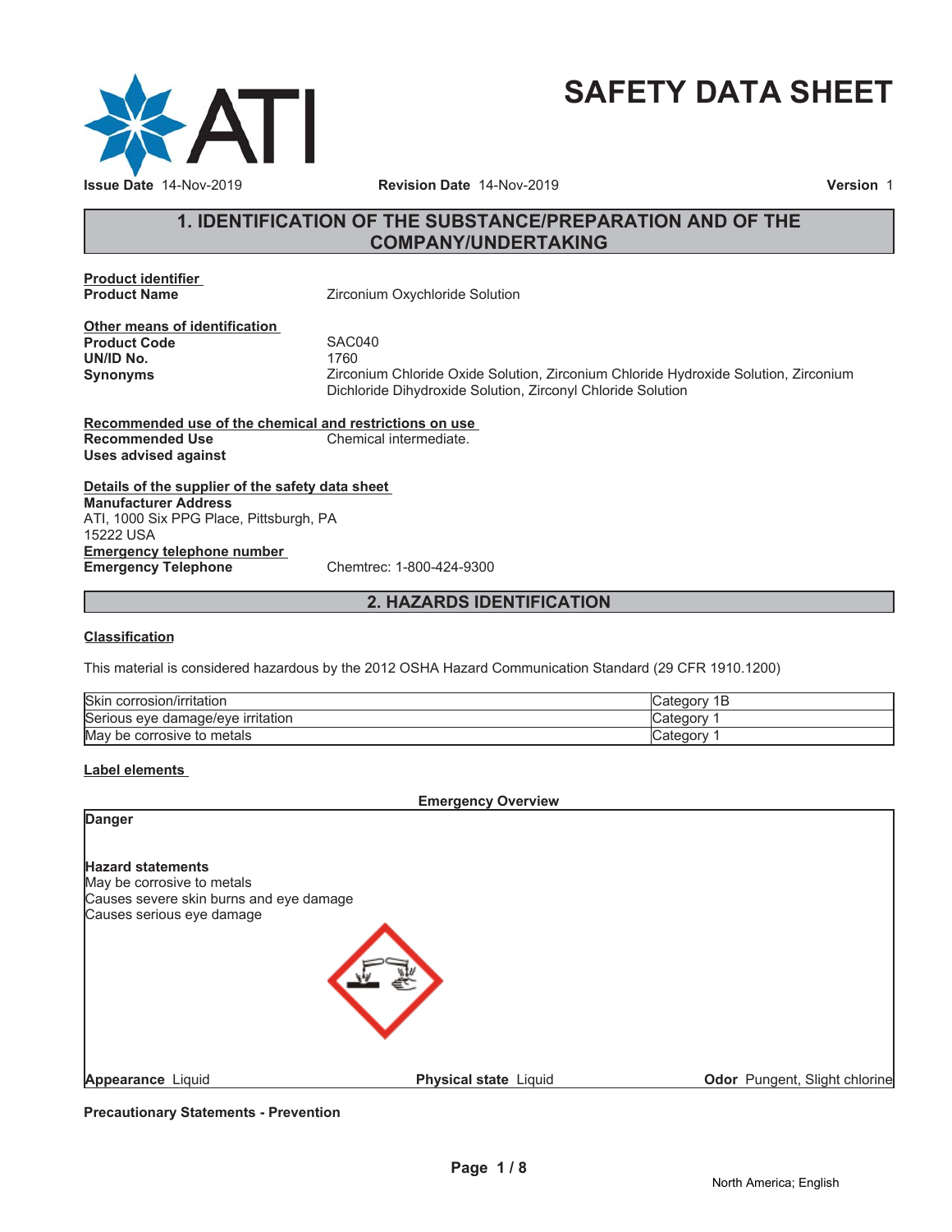# SAFETY DATA SHEET

**Issue Date** 14-Nov-2019 **Revision Date** 14-Nov-2019 **Version** 1

## 1. IDENTIFICATION OF THE SUBSTANCE/PREPARATION AND OF THE COMPANY/UNDERTAKING

**Product identifier**

**Product Name** Zirconium Oxychloride Solution

**Other means of identification**

**Product Code** SAC040

**UN/ID No.** 1760

**Synonyms** Zirconium Chloride Oxide Solution, Zirconium Chloride Hydroxide Solution, Zirconium Dichloride Dihydroxide Solution, Zirconyl Chloride Solution

**Recommended use of the chemical and restrictions on use**

**Recommended Use** Chemical intermediate.

**Uses advised against**

**Details of the supplier of the safety data sheet**

**Manufacturer Address**
ATI, 1000 Six PPG Place, Pittsburgh, PA
15222 USA

**Emergency telephone number**

**Emergency Telephone** Chemtrec: 1-800-424-9300

## 2. HAZARDS IDENTIFICATION

**Classification**

This material is considered hazardous by the 2012 OSHA Hazard Communication Standard (29 CFR 1910.1200)

| | |
|---|---|
| Skin corrosion/irritation | Category 1B |
| Serious eye damage/eye irritation | Category 1 |
| May be corrosive to metals | Category 1 |

**Label elements**

**Emergency Overview**

**Danger**

**Hazard statements**
May be corrosive to metals
Causes severe skin burns and eye damage
Causes serious eye damage

**Appearance** Liquid **Physical state** Liquid **Odor** Pungent, Slight chlorine

**Precautionary Statements - Prevention**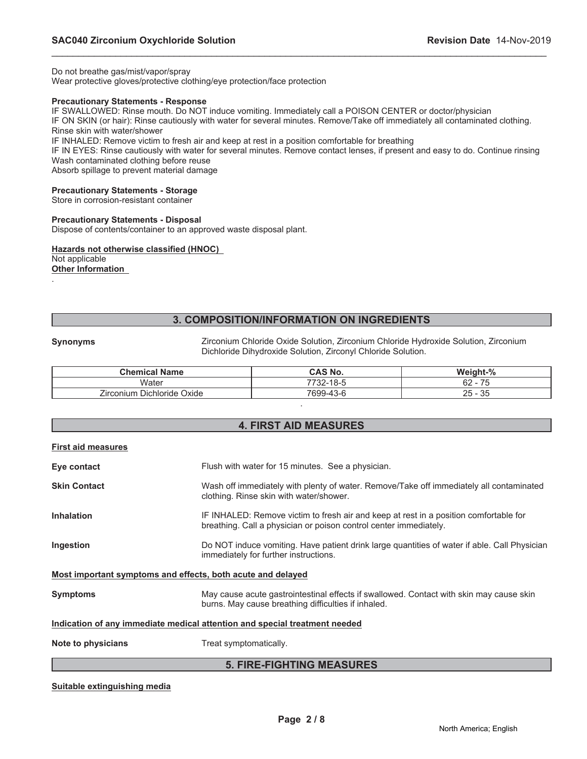Do not breathe gas/mist/vapor/spray
Wear protective gloves/protective clothing/eye protection/face protection

**Precautionary Statements - Response**
IF SWALLOWED: Rinse mouth. Do NOT induce vomiting. Immediately call a POISON CENTER or doctor/physician
IF ON SKIN (or hair): Rinse cautiously with water for several minutes. Remove/Take off immediately all contaminated clothing. Rinse skin with water/shower
IF INHALED: Remove victim to fresh air and keep at rest in a position comfortable for breathing
IF IN EYES: Rinse cautiously with water for several minutes. Remove contact lenses, if present and easy to do. Continue rinsing
Wash contaminated clothing before reuse
Absorb spillage to prevent material damage

**Precautionary Statements - Storage**
Store in corrosion-resistant container

**Precautionary Statements - Disposal**
Dispose of contents/container to an approved waste disposal plant.

**Hazards not otherwise classified (HNOC)**
Not applicable
**Other Information**
.

## 3. COMPOSITION/INFORMATION ON INGREDIENTS

**Synonyms** Zirconium Chloride Oxide Solution, Zirconium Chloride Hydroxide Solution, Zirconium Dichloride Dihydroxide Solution, Zirconyl Chloride Solution.

| Chemical Name | CAS No. | Weight-% |
|---|---|---|
| Water | 7732-18-5 | 62 - 75 |
| Zirconium Dichloride Oxide | 7699-43-6 | 25 - 35 |

.

## 4. FIRST AID MEASURES

**First aid measures**

**Eye contact** Flush with water for 15 minutes. See a physician.

**Skin Contact** Wash off immediately with plenty of water. Remove/Take off immediately all contaminated clothing. Rinse skin with water/shower.

**Inhalation** IF INHALED: Remove victim to fresh air and keep at rest in a position comfortable for breathing. Call a physician or poison control center immediately.

**Ingestion** Do NOT induce vomiting. Have patient drink large quantities of water if able. Call Physician immediately for further instructions.

**Most important symptoms and effects, both acute and delayed**

**Symptoms** May cause acute gastrointestinal effects if swallowed. Contact with skin may cause skin burns. May cause breathing difficulties if inhaled.

**Indication of any immediate medical attention and special treatment needed**

**Note to physicians** Treat symptomatically.

## 5. FIRE-FIGHTING MEASURES

**Suitable extinguishing media**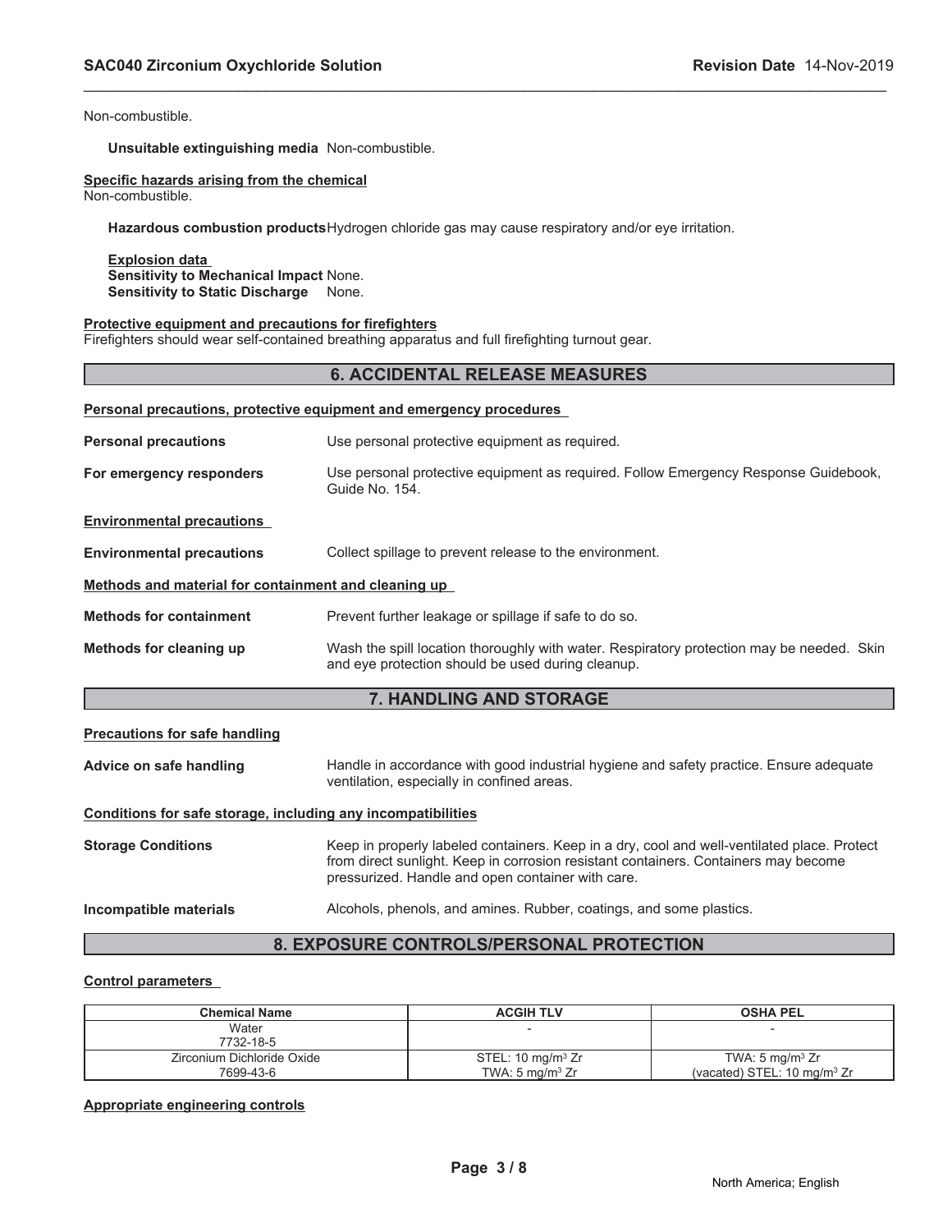Non-combustible.

**Unsuitable extinguishing media** Non-combustible.

**Specific hazards arising from the chemical**
Non-combustible.

**Hazardous combustion products** Hydrogen chloride gas may cause respiratory and/or eye irritation.

**Explosion data**
**Sensitivity to Mechanical Impact** None.
**Sensitivity to Static Discharge** None.

**Protective equipment and precautions for firefighters**
Firefighters should wear self-contained breathing apparatus and full firefighting turnout gear.

## 6. ACCIDENTAL RELEASE MEASURES

**Personal precautions, protective equipment and emergency procedures**

**Personal precautions** Use personal protective equipment as required.

**For emergency responders** Use personal protective equipment as required. Follow Emergency Response Guidebook, Guide No. 154.

**Environmental precautions**

**Environmental precautions** Collect spillage to prevent release to the environment.

**Methods and material for containment and cleaning up**

**Methods for containment** Prevent further leakage or spillage if safe to do so.

**Methods for cleaning up** Wash the spill location thoroughly with water. Respiratory protection may be needed. Skin and eye protection should be used during cleanup.

## 7. HANDLING AND STORAGE

**Precautions for safe handling**

**Advice on safe handling** Handle in accordance with good industrial hygiene and safety practice. Ensure adequate ventilation, especially in confined areas.

**Conditions for safe storage, including any incompatibilities**

**Storage Conditions** Keep in properly labeled containers. Keep in a dry, cool and well-ventilated place. Protect from direct sunlight. Keep in corrosion resistant containers. Containers may become pressurized. Handle and open container with care.

**Incompatible materials** Alcohols, phenols, and amines. Rubber, coatings, and some plastics.

## 8. EXPOSURE CONTROLS/PERSONAL PROTECTION

**Control parameters**

| Chemical Name | ACGIH TLV | OSHA PEL |
|---|---|---|
| Water<br>7732-18-5 | - | - |
| Zirconium Dichloride Oxide<br>7699-43-6 | STEL: 10 mg/m$^3$ Zr<br>TWA: 5 mg/m$^3$ Zr | TWA: 5 mg/m$^3$ Zr<br>(vacated) STEL: 10 mg/m$^3$ Zr |

**Appropriate engineering controls**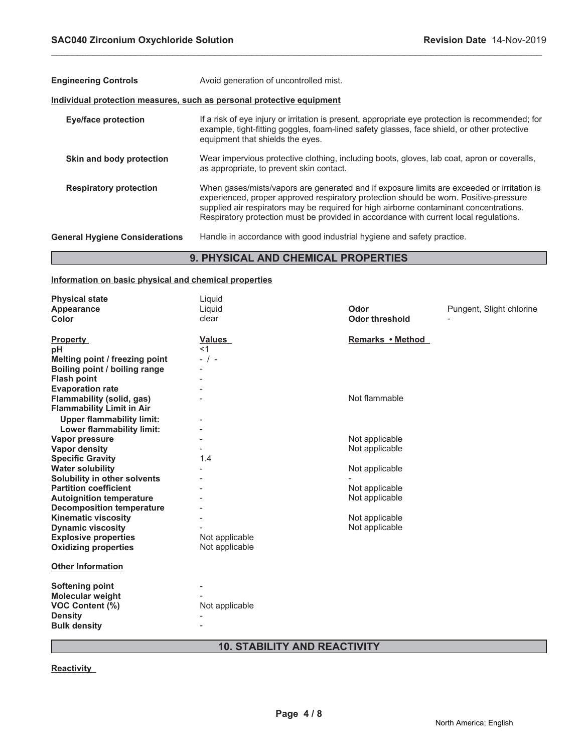**Engineering Controls** Avoid generation of uncontrolled mist.

**Individual protection measures, such as personal protective equipment**

| | |
|---|---|
| **Eye/face protection** | If a risk of eye injury or irritation is present, appropriate eye protection is recommended; for example, tight-fitting goggles, foam-lined safety glasses, face shield, or other protective equipment that shields the eyes. |
| **Skin and body protection** | Wear impervious protective clothing, including boots, gloves, lab coat, apron or coveralls, as appropriate, to prevent skin contact. |
| **Respiratory protection** | When gases/mists/vapors are generated and if exposure limits are exceeded or irritation is experienced, proper approved respiratory protection should be worn. Positive-pressure supplied air respirators may be required for high airborne contaminant concentrations. Respiratory protection must be provided in accordance with current local regulations. |

**General Hygiene Considerations** Handle in accordance with good industrial hygiene and safety practice.

## 9. PHYSICAL AND CHEMICAL PROPERTIES

**Information on basic physical and chemical properties**

| | | | |
|---|---|---|---|
| **Physical state** | Liquid | | |
| **Appearance** | Liquid | **Odor** | Pungent, Slight chlorine |
| **Color** | clear | **Odor threshold** | - |

| **Property** | **Values** | **Remarks • Method** |
|---|---|---|
| **pH** | <1 | |
| **Melting point / freezing point** | - / - | |
| **Boiling point / boiling range** | - | |
| **Flash point** | - | |
| **Evaporation rate** | - | |
| **Flammability (solid, gas)** | - | Not flammable |
| **Flammability Limit in Air** | | |
| **Upper flammability limit:** | - | |
| **Lower flammability limit:** | - | |
| **Vapor pressure** | - | Not applicable |
| **Vapor density** | - | Not applicable |
| **Specific Gravity** | 1.4 | |
| **Water solubility** | - | Not applicable |
| **Solubility in other solvents** | - | - |
| **Partition coefficient** | - | Not applicable |
| **Autoignition temperature** | - | Not applicable |
| **Decomposition temperature** | - | |
| **Kinematic viscosity** | - | Not applicable |
| **Dynamic viscosity** | - | Not applicable |
| **Explosive properties** | Not applicable | |
| **Oxidizing properties** | Not applicable | |

**Other Information**

| | |
|---|---|
| **Softening point** | - |
| **Molecular weight** | - |
| **VOC Content (%)** | Not applicable |
| **Density** | - |
| **Bulk density** | - |

## 10. STABILITY AND REACTIVITY

**Reactivity**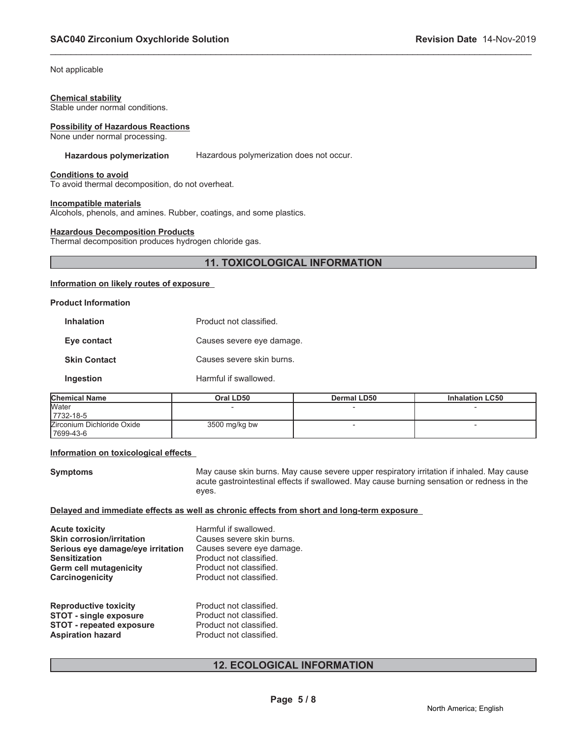Not applicable

**Chemical stability**
Stable under normal conditions.

**Possibility of Hazardous Reactions**
None under normal processing.

**Hazardous polymerization** Hazardous polymerization does not occur.

**Conditions to avoid**
To avoid thermal decomposition, do not overheat.

**Incompatible materials**
Alcohols, phenols, and amines. Rubber, coatings, and some plastics.

**Hazardous Decomposition Products**
Thermal decomposition produces hydrogen chloride gas.

## 11. TOXICOLOGICAL INFORMATION

**Information on likely routes of exposure**

**Product Information**

| | |
|---|---|
| **Inhalation** | Product not classified. |
| **Eye contact** | Causes severe eye damage. |
| **Skin Contact** | Causes severe skin burns. |
| **Ingestion** | Harmful if swallowed. |

| Chemical Name | Oral LD50 | Dermal LD50 | Inhalation LC50 |
|---|---|---|---|
| Water 7732-18-5 | - | - | - |
| Zirconium Dichloride Oxide 7699-43-6 | 3500 mg/kg bw | - | - |

**Information on toxicological effects**

**Symptoms** May cause skin burns. May cause severe upper respiratory irritation if inhaled. May cause acute gastrointestinal effects if swallowed. May cause burning sensation or redness in the eyes.

**Delayed and immediate effects as well as chronic effects from short and long-term exposure**

| | |
|---|---|
| **Acute toxicity** | Harmful if swallowed. |
| **Skin corrosion/irritation** | Causes severe skin burns. |
| **Serious eye damage/eye irritation** | Causes severe eye damage. |
| **Sensitization** | Product not classified. |
| **Germ cell mutagenicity** | Product not classified. |
| **Carcinogenicity** | Product not classified. |
| **Reproductive toxicity** | Product not classified. |
| **STOT - single exposure** | Product not classified. |
| **STOT - repeated exposure** | Product not classified. |
| **Aspiration hazard** | Product not classified. |

## 12. ECOLOGICAL INFORMATION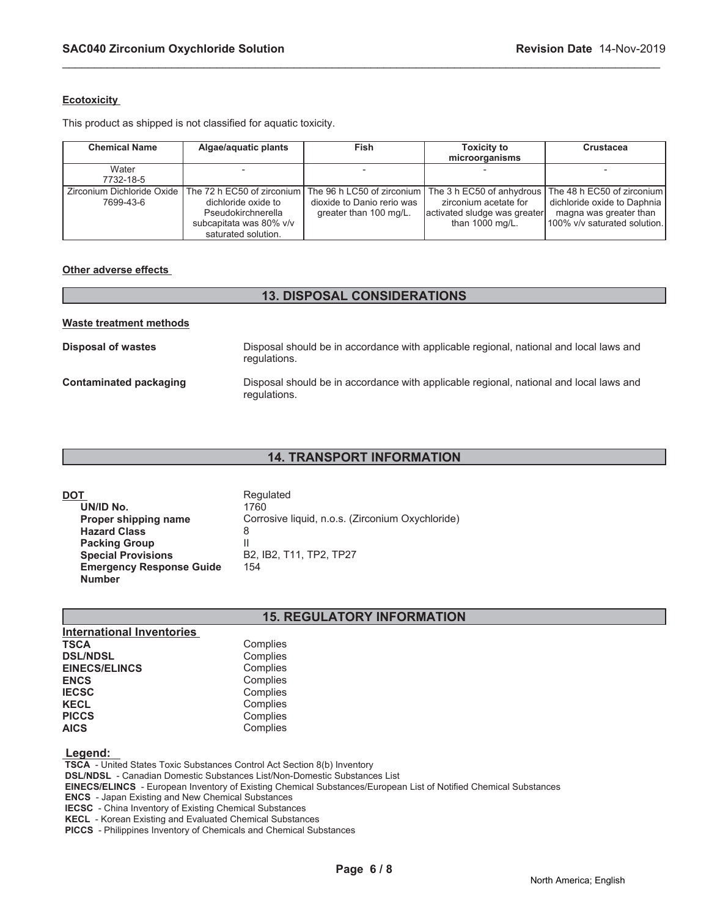**Ecotoxicity**

This product as shipped is not classified for aquatic toxicity.

| Chemical Name | Algae/aquatic plants | Fish | Toxicity to microorganisms | Crustacea |
|---|---|---|---|---|
| Water<br>7732-18-5 | - | - | - | - |
| Zirconium Dichloride Oxide<br>7699-43-6 | The 72 h EC50 of zirconium dichloride oxide to Pseudokirchnerella subcapitata was 80% v/v saturated solution. | The 96 h LC50 of zirconium dioxide to Danio rerio was greater than 100 mg/L. | The 3 h EC50 of anhydrous zirconium acetate for activated sludge was greater than 1000 mg/L. | The 48 h EC50 of zirconium dichloride oxide to Daphnia magna was greater than 100% v/v saturated solution. |

**Other adverse effects**

## 13. DISPOSAL CONSIDERATIONS

**Waste treatment methods**

**Disposal of wastes** Disposal should be in accordance with applicable regional, national and local laws and regulations.

**Contaminated packaging** Disposal should be in accordance with applicable regional, national and local laws and regulations.

## 14. TRANSPORT INFORMATION

**DOT** Regulated
- **UN/ID No.** 1760
- **Proper shipping name** Corrosive liquid, n.o.s. (Zirconium Oxychloride)
- **Hazard Class** 8
- **Packing Group** II
- **Special Provisions** B2, IB2, T11, TP2, TP27
- **Emergency Response Guide Number** 154

## 15. REGULATORY INFORMATION

**International Inventories**

| | |
|---|---|
| **TSCA** | Complies |
| **DSL/NDSL** | Complies |
| **EINECS/ELINCS** | Complies |
| **ENCS** | Complies |
| **IECSC** | Complies |
| **KECL** | Complies |
| **PICCS** | Complies |
| **AICS** | Complies |

**Legend:**
**TSCA** - United States Toxic Substances Control Act Section 8(b) Inventory
**DSL/NDSL** - Canadian Domestic Substances List/Non-Domestic Substances List
**EINECS/ELINCS** - European Inventory of Existing Chemical Substances/European List of Notified Chemical Substances
**ENCS** - Japan Existing and New Chemical Substances
**IECSC** - China Inventory of Existing Chemical Substances
**KECL** - Korean Existing and Evaluated Chemical Substances
**PICCS** - Philippines Inventory of Chemicals and Chemical Substances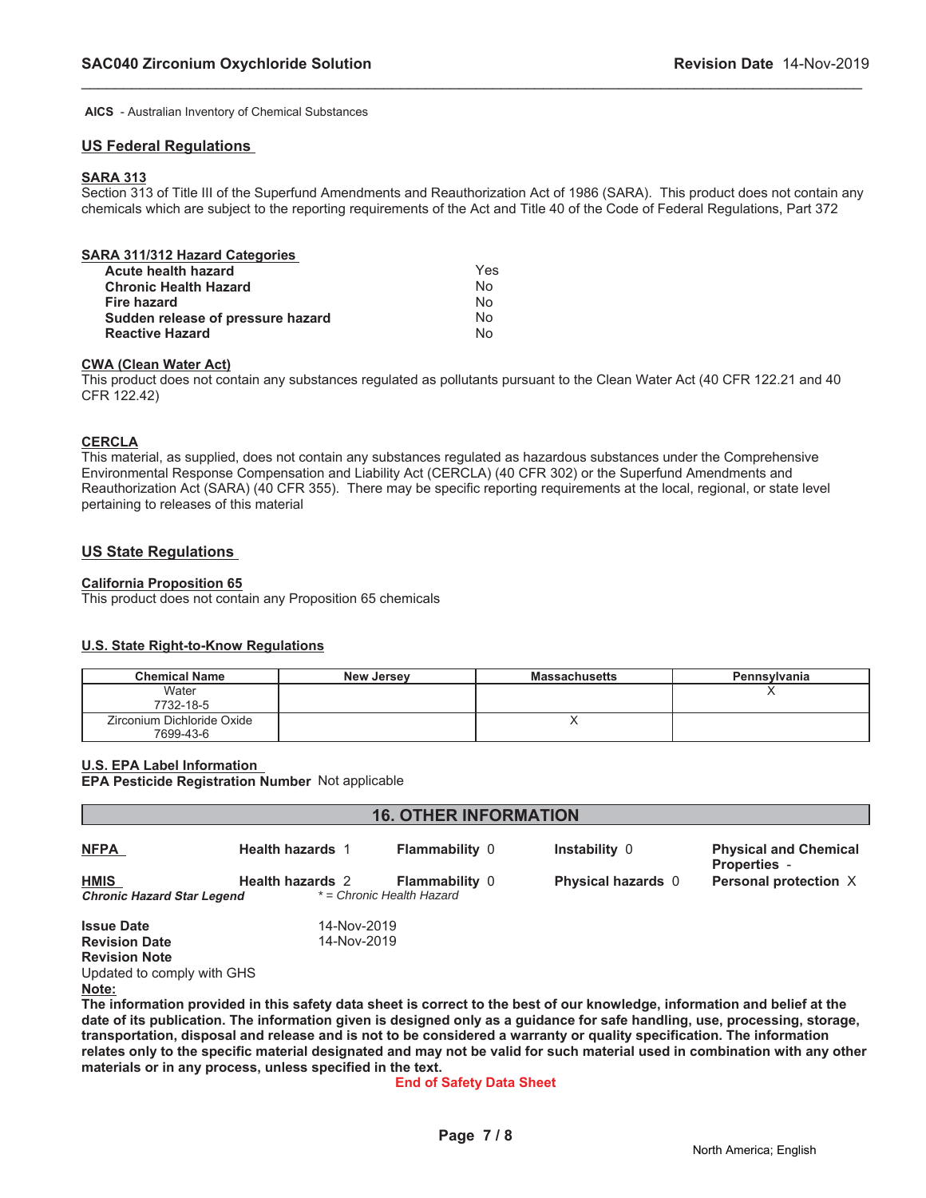**AICS** - Australian Inventory of Chemical Substances

## US Federal Regulations

### SARA 313

Section 313 of Title III of the Superfund Amendments and Reauthorization Act of 1986 (SARA). This product does not contain any chemicals which are subject to the reporting requirements of the Act and Title 40 of the Code of Federal Regulations, Part 372

### SARA 311/312 Hazard Categories

| | |
|---|---|
| **Acute health hazard** | Yes |
| **Chronic Health Hazard** | No |
| **Fire hazard** | No |
| **Sudden release of pressure hazard** | No |
| **Reactive Hazard** | No |

### CWA (Clean Water Act)

This product does not contain any substances regulated as pollutants pursuant to the Clean Water Act (40 CFR 122.21 and 40 CFR 122.42)

### CERCLA

This material, as supplied, does not contain any substances regulated as hazardous substances under the Comprehensive Environmental Response Compensation and Liability Act (CERCLA) (40 CFR 302) or the Superfund Amendments and Reauthorization Act (SARA) (40 CFR 355). There may be specific reporting requirements at the local, regional, or state level pertaining to releases of this material

## US State Regulations

### California Proposition 65

This product does not contain any Proposition 65 chemicals

### U.S. State Right-to-Know Regulations

| Chemical Name | New Jersey | Massachusetts | Pennsylvania |
|---|---|---|---|
| Water<br>7732-18-5 | | | X |
| Zirconium Dichloride Oxide<br>7699-43-6 | | X | |

### U.S. EPA Label Information

**EPA Pesticide Registration Number** Not applicable

## 16. OTHER INFORMATION

| | | | | |
|---|---|---|---|---|
| **NFPA** | **Health hazards** 1 | **Flammability** 0 | **Instability** 0 | **Physical and Chemical Properties** - |
| **HMIS** | **Health hazards** 2 | **Flammability** 0 | **Physical hazards** 0 | **Personal protection** X |

***Chronic Hazard Star Legend*** *\* = Chronic Health Hazard*

**Issue Date** 14-Nov-2019
**Revision Date** 14-Nov-2019
**Revision Note**
Updated to comply with GHS

**Note:**

**The information provided in this safety data sheet is correct to the best of our knowledge, information and belief at the date of its publication. The information given is designed only as a guidance for safe handling, use, processing, storage, transportation, disposal and release and is not to be considered a warranty or quality specification. The information relates only to the specific material designated and may not be valid for such material used in combination with any other materials or in any process, unless specified in the text.**

**End of Safety Data Sheet**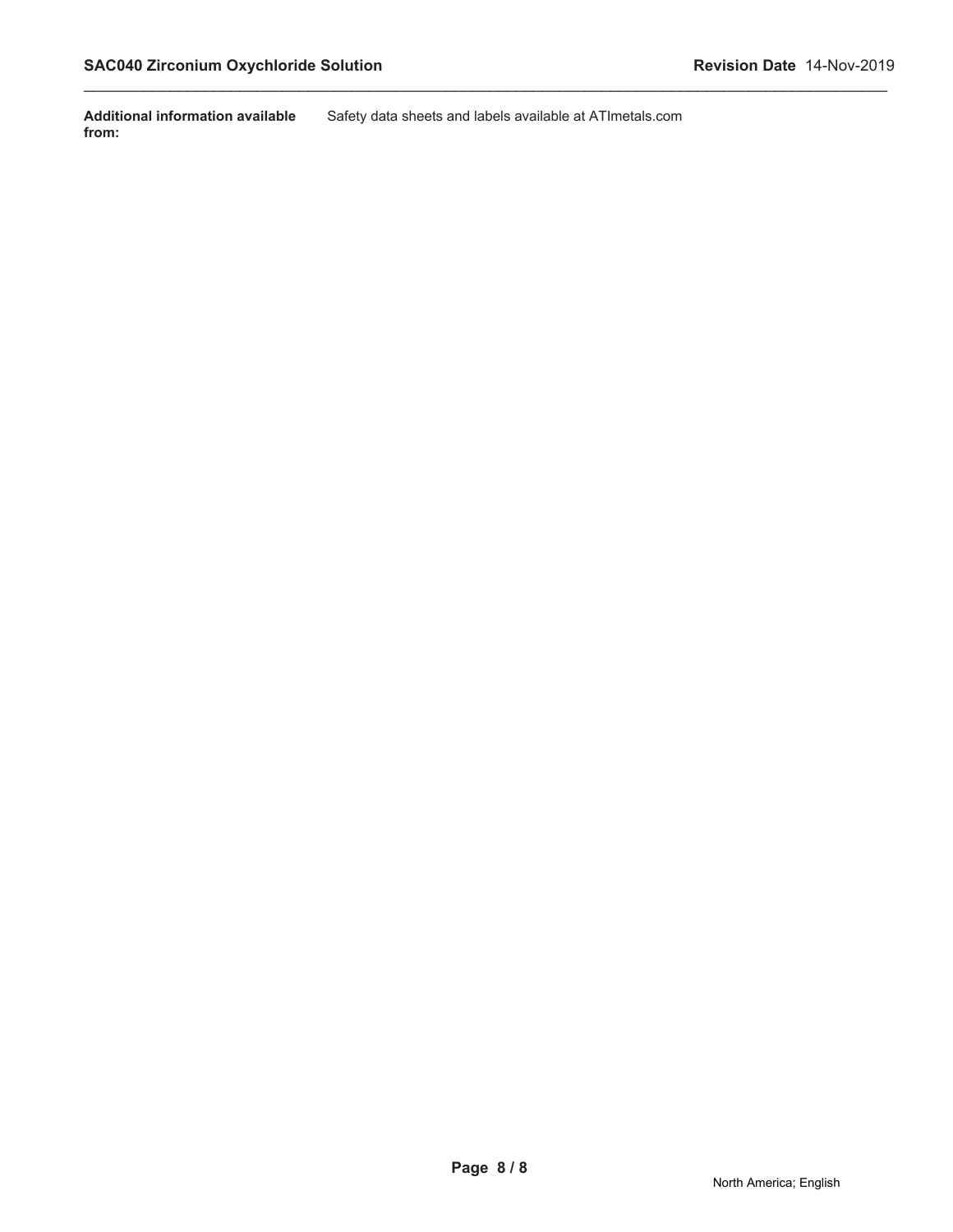**Additional information available from:** Safety data sheets and labels available at ATImetals.com